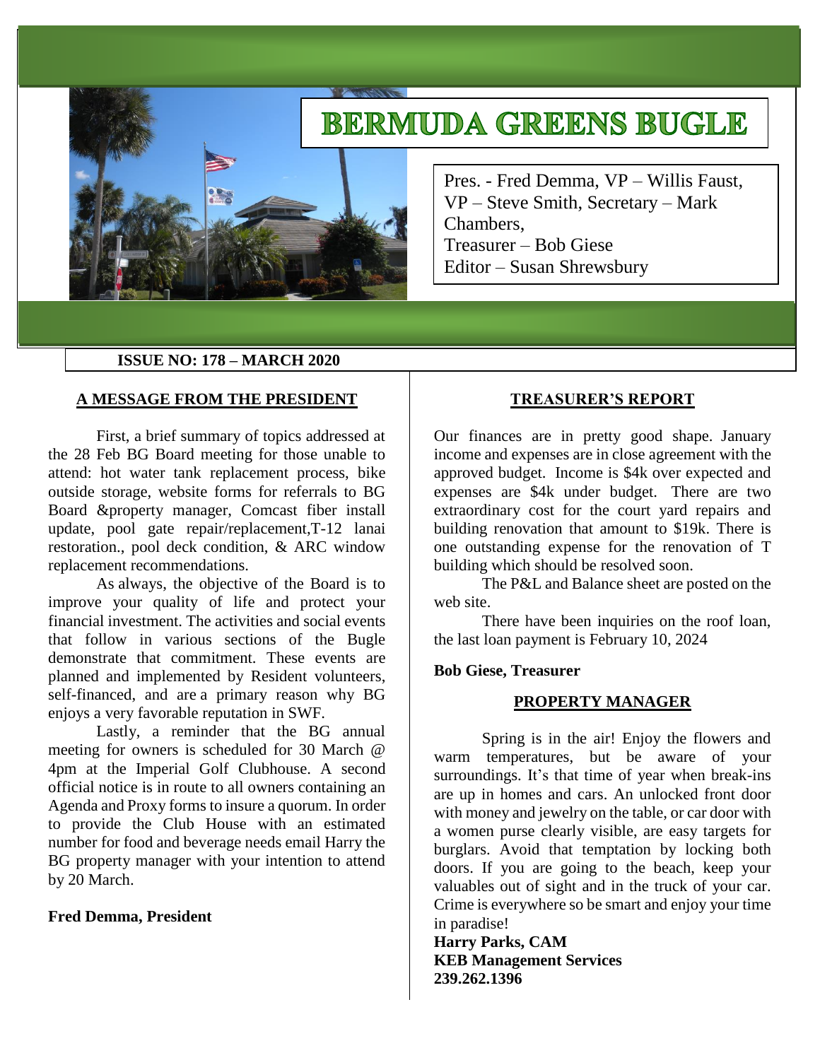# BERMUDA GREENS BUGLE

Pres. - Fred Demma, VP – Willis Faust, VP – Steve Smith, Secretary – Mark Chambers,
Treasurer – Bob Giese
Editor – Susan Shrewsbury

**ISSUE NO: 178 – MARCH 2020**

## A MESSAGE FROM THE PRESIDENT

First, a brief summary of topics addressed at the 28 Feb BG Board meeting for those unable to attend: hot water tank replacement process, bike outside storage, website forms for referrals to BG Board &property manager, Comcast fiber install update, pool gate repair/replacement,T-12 lanai restoration., pool deck condition, & ARC window replacement recommendations.

As always, the objective of the Board is to improve your quality of life and protect your financial investment. The activities and social events that follow in various sections of the Bugle demonstrate that commitment. These events are planned and implemented by Resident volunteers, self-financed, and are a primary reason why BG enjoys a very favorable reputation in SWF.

Lastly, a reminder that the BG annual meeting for owners is scheduled for 30 March @ 4pm at the Imperial Golf Clubhouse. A second official notice is in route to all owners containing an Agenda and Proxy forms to insure a quorum. In order to provide the Club House with an estimated number for food and beverage needs email Harry the BG property manager with your intention to attend by 20 March.

**Fred Demma, President**

## TREASURER'S REPORT

Our finances are in pretty good shape. January income and expenses are in close agreement with the approved budget. Income is $4k over expected and expenses are $4k under budget. There are two extraordinary cost for the court yard repairs and building renovation that amount to $19k. There is one outstanding expense for the renovation of T building which should be resolved soon.

The P&L and Balance sheet are posted on the web site.

There have been inquiries on the roof loan, the last loan payment is February 10, 2024

**Bob Giese, Treasurer**

## PROPERTY MANAGER

Spring is in the air! Enjoy the flowers and warm temperatures, but be aware of your surroundings. It's that time of year when break-ins are up in homes and cars. An unlocked front door with money and jewelry on the table, or car door with a women purse clearly visible, are easy targets for burglars. Avoid that temptation by locking both doors. If you are going to the beach, keep your valuables out of sight and in the truck of your car. Crime is everywhere so be smart and enjoy your time in paradise!

**Harry Parks, CAM**
**KEB Management Services**
**239.262.1396**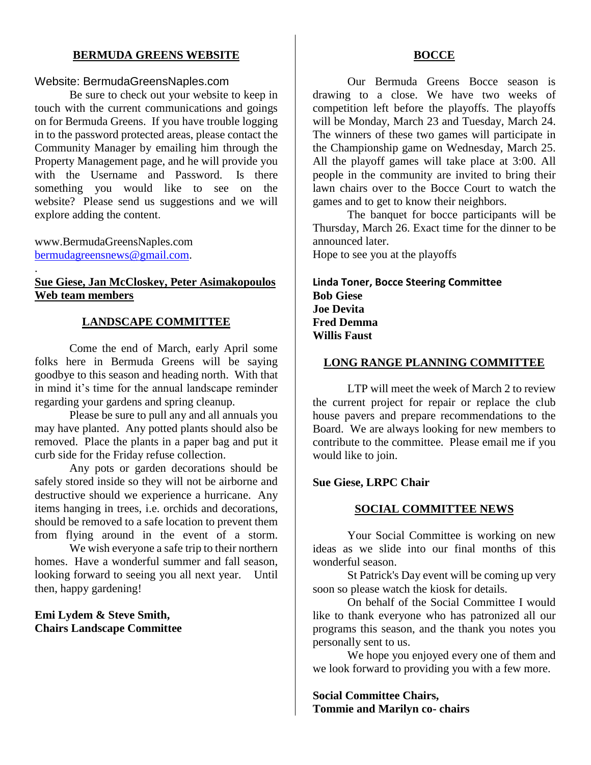## BERMUDA GREENS WEBSITE

Website: BermudaGreensNaples.com

Be sure to check out your website to keep in touch with the current communications and goings on for Bermuda Greens. If you have trouble logging in to the password protected areas, please contact the Community Manager by emailing him through the Property Management page, and he will provide you with the Username and Password. Is there something you would like to see on the website? Please send us suggestions and we will explore adding the content.

www.BermudaGreensNaples.com
bermudagreensnews@gmail.com.

.

**Sue Giese, Jan McCloskey, Peter Asimakopoulos**
**Web team members**

## LANDSCAPE COMMITTEE

Come the end of March, early April some folks here in Bermuda Greens will be saying goodbye to this season and heading north. With that in mind it's time for the annual landscape reminder regarding your gardens and spring cleanup.

Please be sure to pull any and all annuals you may have planted. Any potted plants should also be removed. Place the plants in a paper bag and put it curb side for the Friday refuse collection.

Any pots or garden decorations should be safely stored inside so they will not be airborne and destructive should we experience a hurricane. Any items hanging in trees, i.e. orchids and decorations, should be removed to a safe location to prevent them from flying around in the event of a storm.

We wish everyone a safe trip to their northern homes. Have a wonderful summer and fall season, looking forward to seeing you all next year. Until then, happy gardening!

**Emi Lydem & Steve Smith,**
**Chairs Landscape Committee**

## BOCCE

Our Bermuda Greens Bocce season is drawing to a close. We have two weeks of competition left before the playoffs. The playoffs will be Monday, March 23 and Tuesday, March 24. The winners of these two games will participate in the Championship game on Wednesday, March 25. All the playoff games will take place at 3:00. All people in the community are invited to bring their lawn chairs over to the Bocce Court to watch the games and to get to know their neighbors.

The banquet for bocce participants will be Thursday, March 26. Exact time for the dinner to be announced later.

Hope to see you at the playoffs

**Linda Toner, Bocce Steering Committee**
**Bob Giese**
**Joe Devita**
**Fred Demma**
**Willis Faust**

## LONG RANGE PLANNING COMMITTEE

LTP will meet the week of March 2 to review the current project for repair or replace the club house pavers and prepare recommendations to the Board. We are always looking for new members to contribute to the committee. Please email me if you would like to join.

**Sue Giese, LRPC Chair**

## SOCIAL COMMITTEE NEWS

Your Social Committee is working on new ideas as we slide into our final months of this wonderful season.

St Patrick's Day event will be coming up very soon so please watch the kiosk for details.

On behalf of the Social Committee I would like to thank everyone who has patronized all our programs this season, and the thank you notes you personally sent to us.

We hope you enjoyed every one of them and we look forward to providing you with a few more.

**Social Committee Chairs,**
**Tommie and Marilyn co- chairs**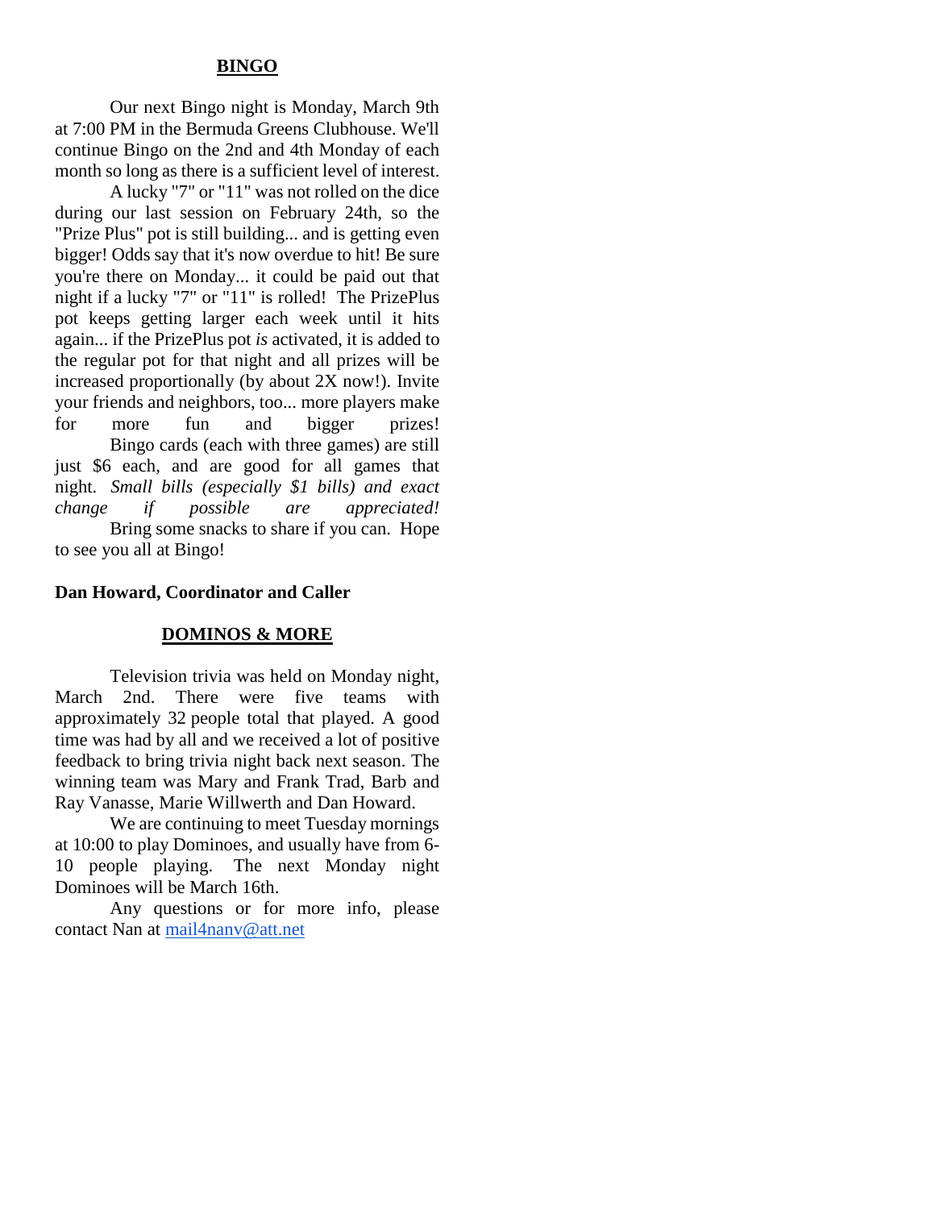## BINGO

Our next Bingo night is Monday, March 9th at 7:00 PM in the Bermuda Greens Clubhouse. We'll continue Bingo on the 2nd and 4th Monday of each month so long as there is a sufficient level of interest.

A lucky "7" or "11" was not rolled on the dice during our last session on February 24th, so the "Prize Plus" pot is still building... and is getting even bigger! Odds say that it's now overdue to hit! Be sure you're there on Monday... it could be paid out that night if a lucky "7" or "11" is rolled! The PrizePlus pot keeps getting larger each week until it hits again... if the PrizePlus pot *is* activated, it is added to the regular pot for that night and all prizes will be increased proportionally (by about 2X now!). Invite your friends and neighbors, too... more players make for more fun and bigger prizes!

Bingo cards (each with three games) are still just $6 each, and are good for all games that night. *Small bills (especially $1 bills) and exact change if possible are appreciated!*

Bring some snacks to share if you can. Hope to see you all at Bingo!

**Dan Howard, Coordinator and Caller**

## DOMINOS & MORE

Television trivia was held on Monday night, March 2nd. There were five teams with approximately 32 people total that played. A good time was had by all and we received a lot of positive feedback to bring trivia night back next season. The winning team was Mary and Frank Trad, Barb and Ray Vanasse, Marie Willwerth and Dan Howard.

We are continuing to meet Tuesday mornings at 10:00 to play Dominoes, and usually have from 6-10 people playing. The next Monday night Dominoes will be March 16th.

Any questions or for more info, please contact Nan at mail4nanv@att.net